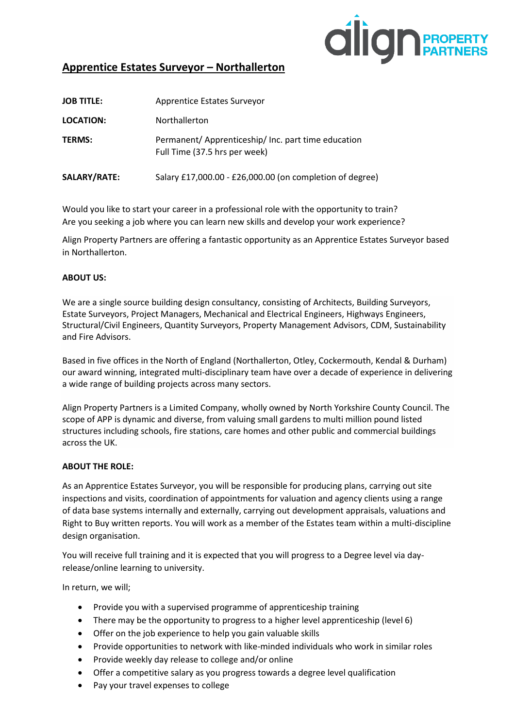# Apprentice Estates Surveyor – Northallerton

| | |
|---|---|
| **JOB TITLE:** | Apprentice Estates Surveyor |
| **LOCATION:** | Northallerton |
| **TERMS:** | Permanent/ Apprenticeship/ Inc. part time education Full Time (37.5 hrs per week) |
| **SALARY/RATE:** | Salary £17,000.00 - £26,000.00 (on completion of degree) |

Would you like to start your career in a professional role with the opportunity to train?
Are you seeking a job where you can learn new skills and develop your work experience?

Align Property Partners are offering a fantastic opportunity as an Apprentice Estates Surveyor based in Northallerton.

**ABOUT US:**

We are a single source building design consultancy, consisting of Architects, Building Surveyors, Estate Surveyors, Project Managers, Mechanical and Electrical Engineers, Highways Engineers, Structural/Civil Engineers, Quantity Surveyors, Property Management Advisors, CDM, Sustainability and Fire Advisors.

Based in five offices in the North of England (Northallerton, Otley, Cockermouth, Kendal & Durham) our award winning, integrated multi-disciplinary team have over a decade of experience in delivering a wide range of building projects across many sectors.

Align Property Partners is a Limited Company, wholly owned by North Yorkshire County Council. The scope of APP is dynamic and diverse, from valuing small gardens to multi million pound listed structures including schools, fire stations, care homes and other public and commercial buildings across the UK.

**ABOUT THE ROLE:**

As an Apprentice Estates Surveyor, you will be responsible for producing plans, carrying out site inspections and visits, coordination of appointments for valuation and agency clients using a range of data base systems internally and externally, carrying out development appraisals, valuations and Right to Buy written reports. You will work as a member of the Estates team within a multi-discipline design organisation.

You will receive full training and it is expected that you will progress to a Degree level via day-release/online learning to university.

In return, we will;

- Provide you with a supervised programme of apprenticeship training
- There may be the opportunity to progress to a higher level apprenticeship (level 6)
- Offer on the job experience to help you gain valuable skills
- Provide opportunities to network with like-minded individuals who work in similar roles
- Provide weekly day release to college and/or online
- Offer a competitive salary as you progress towards a degree level qualification
- Pay your travel expenses to college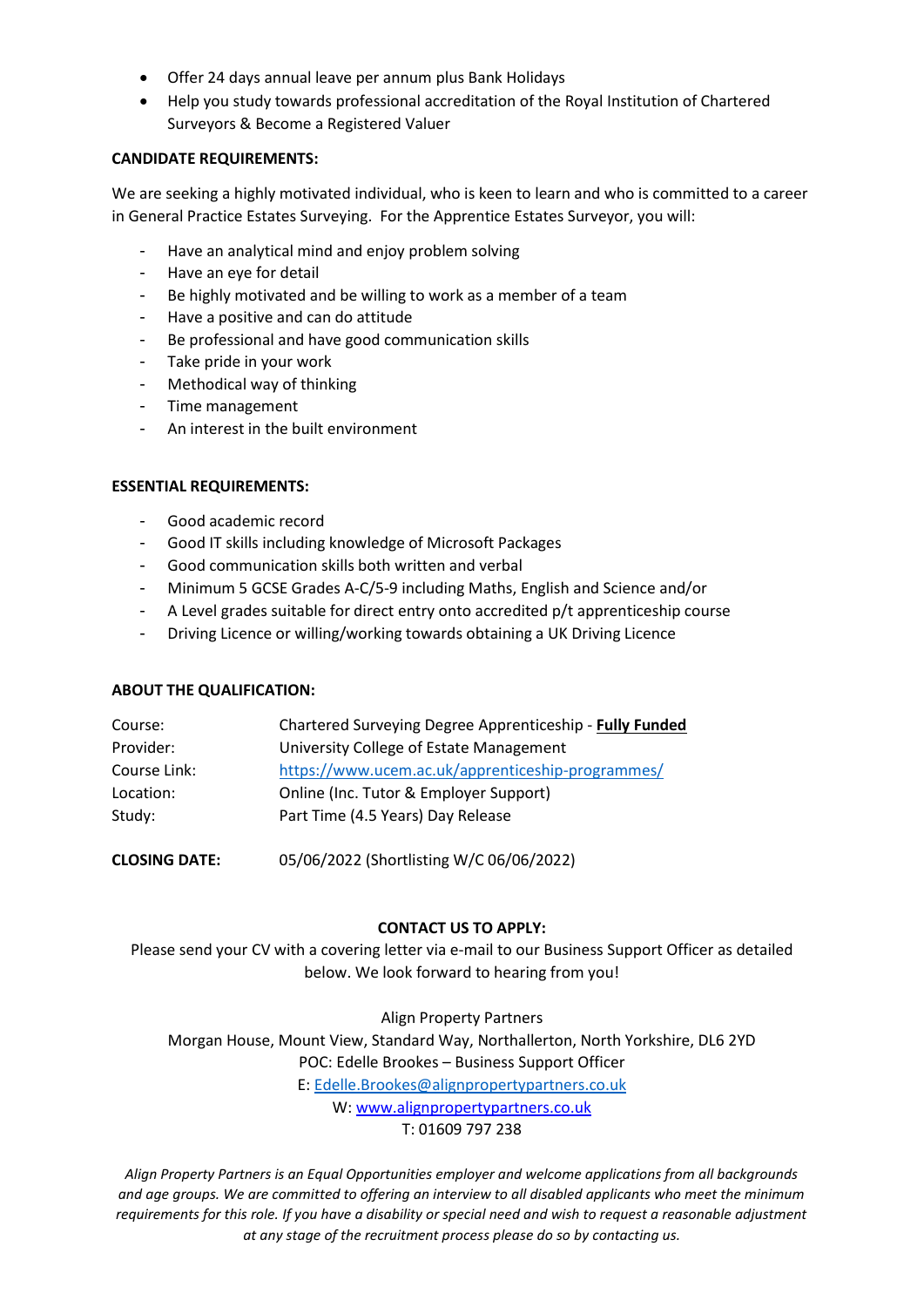- Offer 24 days annual leave per annum plus Bank Holidays
- Help you study towards professional accreditation of the Royal Institution of Chartered Surveyors & Become a Registered Valuer

**CANDIDATE REQUIREMENTS:**

We are seeking a highly motivated individual, who is keen to learn and who is committed to a career in General Practice Estates Surveying. For the Apprentice Estates Surveyor, you will:

- Have an analytical mind and enjoy problem solving
- Have an eye for detail
- Be highly motivated and be willing to work as a member of a team
- Have a positive and can do attitude
- Be professional and have good communication skills
- Take pride in your work
- Methodical way of thinking
- Time management
- An interest in the built environment

**ESSENTIAL REQUIREMENTS:**

- Good academic record
- Good IT skills including knowledge of Microsoft Packages
- Good communication skills both written and verbal
- Minimum 5 GCSE Grades A-C/5-9 including Maths, English and Science and/or
- A Level grades suitable for direct entry onto accredited p/t apprenticeship course
- Driving Licence or willing/working towards obtaining a UK Driving Licence

**ABOUT THE QUALIFICATION:**

| | |
|---|---|
| Course: | Chartered Surveying Degree Apprenticeship - **Fully Funded** |
| Provider: | University College of Estate Management |
| Course Link: | https://www.ucem.ac.uk/apprenticeship-programmes/ |
| Location: | Online (Inc. Tutor & Employer Support) |
| Study: | Part Time (4.5 Years) Day Release |

**CLOSING DATE:** 05/06/2022 (Shortlisting W/C 06/06/2022)

**CONTACT US TO APPLY:**

Please send your CV with a covering letter via e-mail to our Business Support Officer as detailed below. We look forward to hearing from you!

Align Property Partners
Morgan House, Mount View, Standard Way, Northallerton, North Yorkshire, DL6 2YD
POC: Edelle Brookes – Business Support Officer
E: Edelle.Brookes@alignpropertypartners.co.uk
W: www.alignpropertypartners.co.uk
T: 01609 797 238

*Align Property Partners is an Equal Opportunities employer and welcome applications from all backgrounds and age groups. We are committed to offering an interview to all disabled applicants who meet the minimum requirements for this role. If you have a disability or special need and wish to request a reasonable adjustment at any stage of the recruitment process please do so by contacting us.*